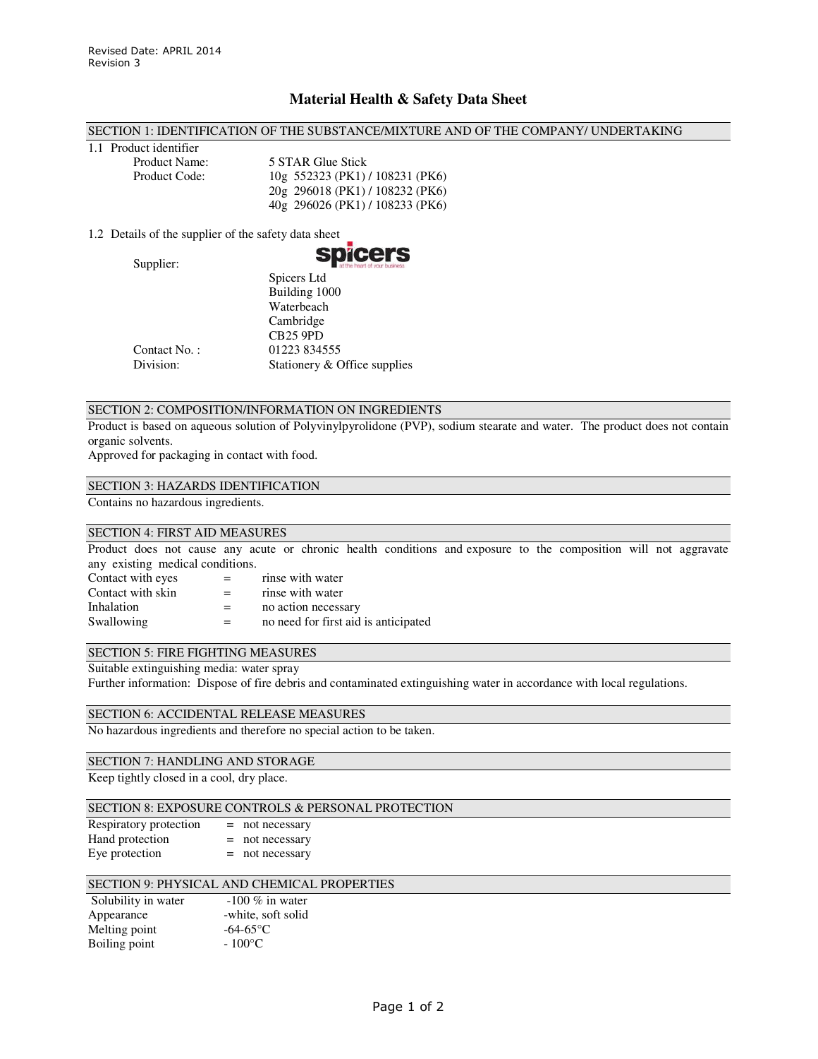Revised Date: APRIL 2014
Revision 3

# Material Health & Safety Data Sheet

## SECTION 1: IDENTIFICATION OF THE SUBSTANCE/MIXTURE AND OF THE COMPANY/ UNDERTAKING

1.1 Product identifier

| | |
|---|---|
| Product Name: | 5 STAR Glue Stick |
| Product Code: | 10g 552323 (PK1) / 108231 (PK6)<br>20g 296018 (PK1) / 108232 (PK6)<br>40g 296026 (PK1) / 108233 (PK6) |

1.2 Details of the supplier of the safety data sheet

| | |
|---|---|
| Supplier: | spicers<br>Spicers Ltd<br>Building 1000<br>Waterbeach<br>Cambridge<br>CB25 9PD |
| Contact No. : | 01223 834555 |
| Division: | Stationery & Office supplies |

## SECTION 2: COMPOSITION/INFORMATION ON INGREDIENTS

Product is based on aqueous solution of Polyvinylpyrolidone (PVP), sodium stearate and water. The product does not contain organic solvents.

Approved for packaging in contact with food.

## SECTION 3: HAZARDS IDENTIFICATION

Contains no hazardous ingredients.

## SECTION 4: FIRST AID MEASURES

Product does not cause any acute or chronic health conditions and exposure to the composition will not aggravate any existing medical conditions.

| | | |
|---|---|---|
| Contact with eyes | = | rinse with water |
| Contact with skin | = | rinse with water |
| Inhalation | = | no action necessary |
| Swallowing | = | no need for first aid is anticipated |

## SECTION 5: FIRE FIGHTING MEASURES

Suitable extinguishing media: water spray

Further information: Dispose of fire debris and contaminated extinguishing water in accordance with local regulations.

## SECTION 6: ACCIDENTAL RELEASE MEASURES

No hazardous ingredients and therefore no special action to be taken.

## SECTION 7: HANDLING AND STORAGE

Keep tightly closed in a cool, dry place.

## SECTION 8: EXPOSURE CONTROLS & PERSONAL PROTECTION

| | | |
|---|---|---|
| Respiratory protection | = | not necessary |
| Hand protection | = | not necessary |
| Eye protection | = | not necessary |

## SECTION 9: PHYSICAL AND CHEMICAL PROPERTIES

| | |
|---|---|
| Solubility in water | -100 % in water |
| Appearance | -white, soft solid |
| Melting point | -64-65°C |
| Boiling point | - 100°C |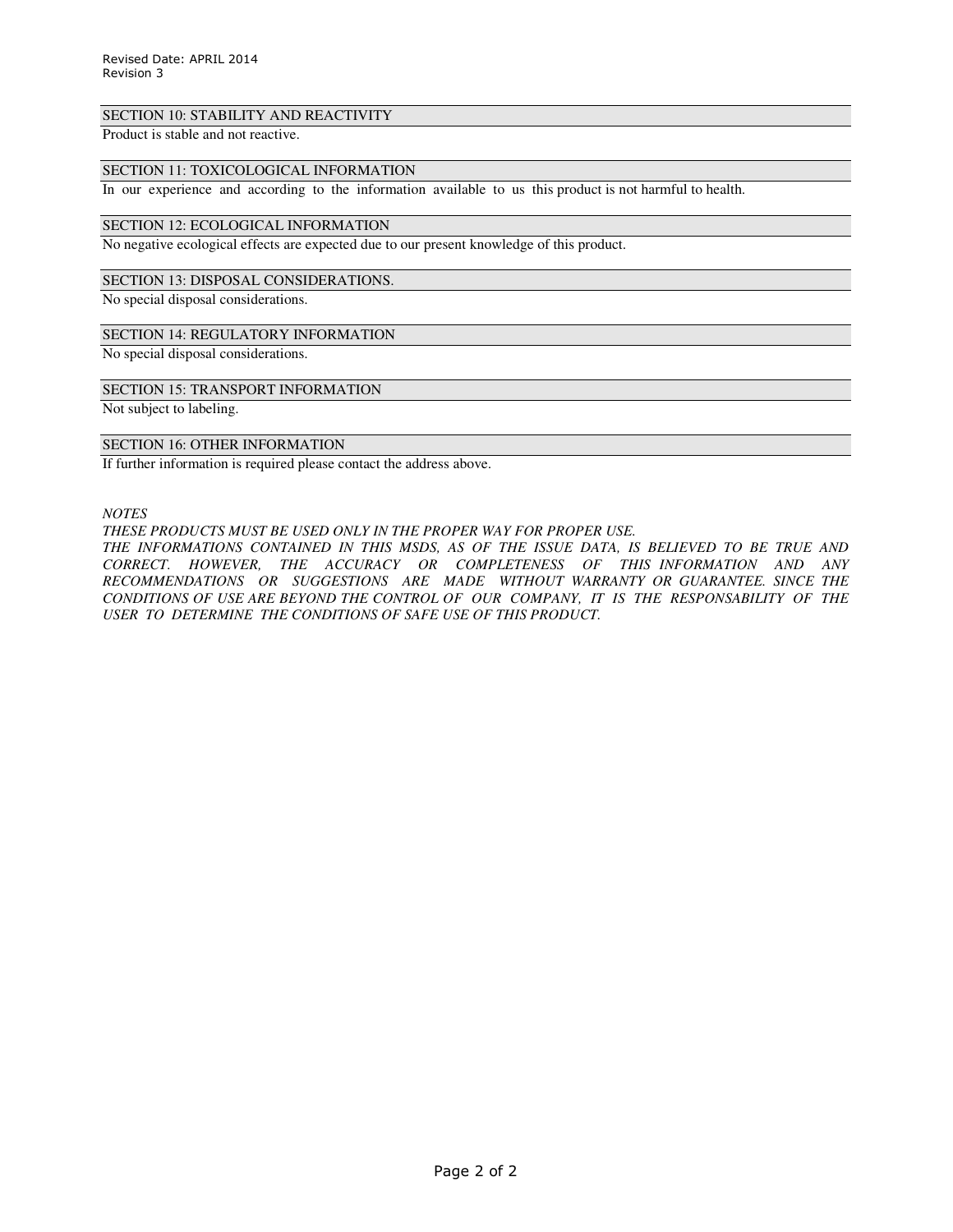## SECTION 10: STABILITY AND REACTIVITY

Product is stable and not reactive.

## SECTION 11: TOXICOLOGICAL INFORMATION

In our experience and according to the information available to us this product is not harmful to health.

## SECTION 12: ECOLOGICAL INFORMATION

No negative ecological effects are expected due to our present knowledge of this product.

## SECTION 13: DISPOSAL CONSIDERATIONS.

No special disposal considerations.

## SECTION 14: REGULATORY INFORMATION

No special disposal considerations.

## SECTION 15: TRANSPORT INFORMATION

Not subject to labeling.

## SECTION 16: OTHER INFORMATION

If further information is required please contact the address above.

*NOTES*

*THESE PRODUCTS MUST BE USED ONLY IN THE PROPER WAY FOR PROPER USE.*

*THE INFORMATIONS CONTAINED IN THIS MSDS, AS OF THE ISSUE DATA, IS BELIEVED TO BE TRUE AND CORRECT. HOWEVER, THE ACCURACY OR COMPLETENESS OF THIS INFORMATION AND ANY RECOMMENDATIONS OR SUGGESTIONS ARE MADE WITHOUT WARRANTY OR GUARANTEE. SINCE THE CONDITIONS OF USE ARE BEYOND THE CONTROL OF OUR COMPANY, IT IS THE RESPONSABILITY OF THE USER TO DETERMINE THE CONDITIONS OF SAFE USE OF THIS PRODUCT.*